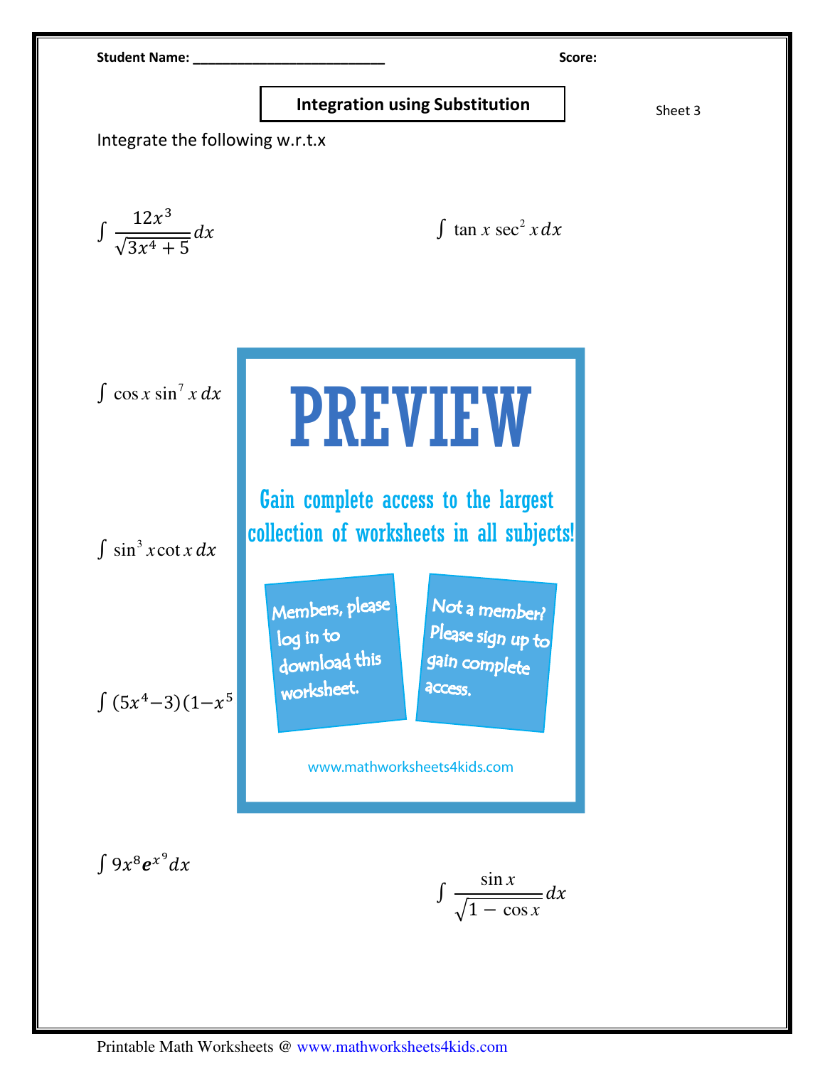Student Name: ___________________________ Score:

## Integration using Substitution

Sheet 3

Integrate the following w.r.t.x

$\int \frac{12x^3}{\sqrt{3x^4 + 5}} dx$

$\int \tan x \sec^2 x \, dx$

$\int \cos x \sin^7 x \, dx$

PREVIEW

Gain complete access to the largest collection of worksheets in all subjects!

Members, please log in to download this worksheet.

Not a member? Please sign up to gain complete access.

www.mathworksheets4kids.com

$\int \sin^3 x \cot x \, dx$

$\int (5x^4 - 3)(1 - x^5$

$\int 9x^8 e^{x^9} dx$

$\int \frac{\sin x}{\sqrt{1 - \cos x}} dx$

Printable Math Worksheets @ www.mathworksheets4kids.com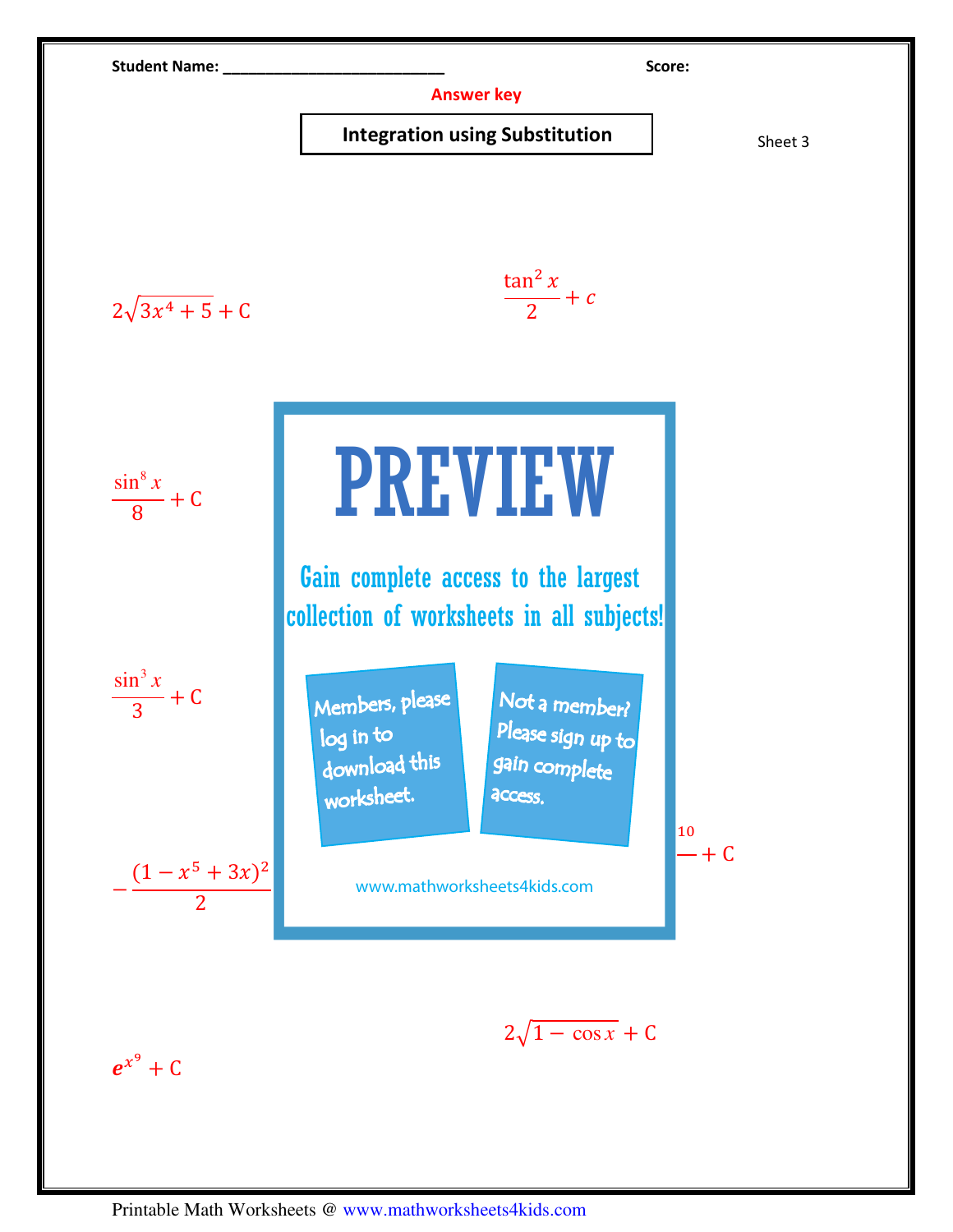Student Name: ___________________________ Score:

**Answer key**

## Integration using Substitution

Sheet 3

$2\sqrt{3x^4 + 5} + \mathrm{C}$

$\dfrac{\tan^2 x}{2} + c$

$\dfrac{\sin^8 x}{8} + \mathrm{C}$

PREVIEW

Gain complete access to the largest collection of worksheets in all subjects!

Members, please log in to download this worksheet.

Not a member? Please sign up to gain complete access.

www.mathworksheets4kids.com

$\dfrac{\sin^3 x}{3} + \mathrm{C}$

$-\dfrac{(1 - x^5 + 3x)^2}{2}$

$\dfrac{\phantom{x}}{10} + \mathrm{C}$

$2\sqrt{1 - \cos x} + \mathrm{C}$

$e^{x^9} + \mathrm{C}$